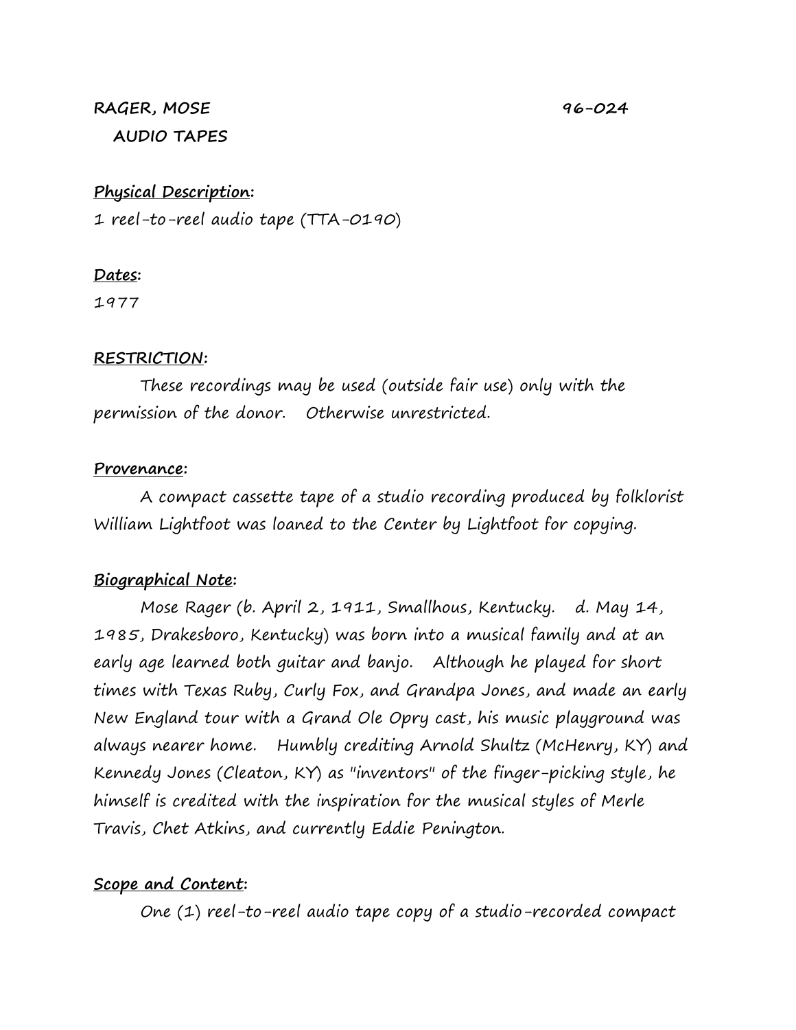**RAGER, MOSE** **96-024**
**AUDIO TAPES**

**Physical Description:**

1 reel-to-reel audio tape (TTA-0190)

**Dates:**

1977

**RESTRICTION:**

These recordings may be used (outside fair use) only with the permission of the donor. Otherwise unrestricted.

**Provenance:**

A compact cassette tape of a studio recording produced by folklorist William Lightfoot was loaned to the Center by Lightfoot for copying.

**Biographical Note:**

Mose Rager (b. April 2, 1911, Smallhous, Kentucky. d. May 14, 1985, Drakesboro, Kentucky) was born into a musical family and at an early age learned both guitar and banjo. Although he played for short times with Texas Ruby, Curly Fox, and Grandpa Jones, and made an early New England tour with a Grand Ole Opry cast, his music playground was always nearer home. Humbly crediting Arnold Shultz (McHenry, KY) and Kennedy Jones (Cleaton, KY) as "inventors" of the finger-picking style, he himself is credited with the inspiration for the musical styles of Merle Travis, Chet Atkins, and currently Eddie Penington.

**Scope and Content:**

One (1) reel-to-reel audio tape copy of a studio-recorded compact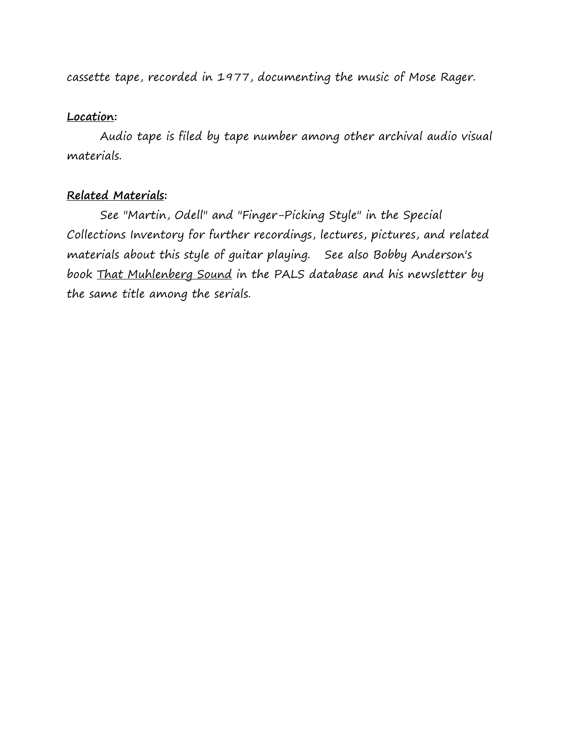cassette tape, recorded in 1977, documenting the music of Mose Rager.

**Location:**

Audio tape is filed by tape number among other archival audio visual materials.

**Related Materials:**

See "Martin, Odell" and "Finger-Picking Style" in the Special Collections Inventory for further recordings, lectures, pictures, and related materials about this style of guitar playing. See also Bobby Anderson's book That Muhlenberg Sound in the PALS database and his newsletter by the same title among the serials.